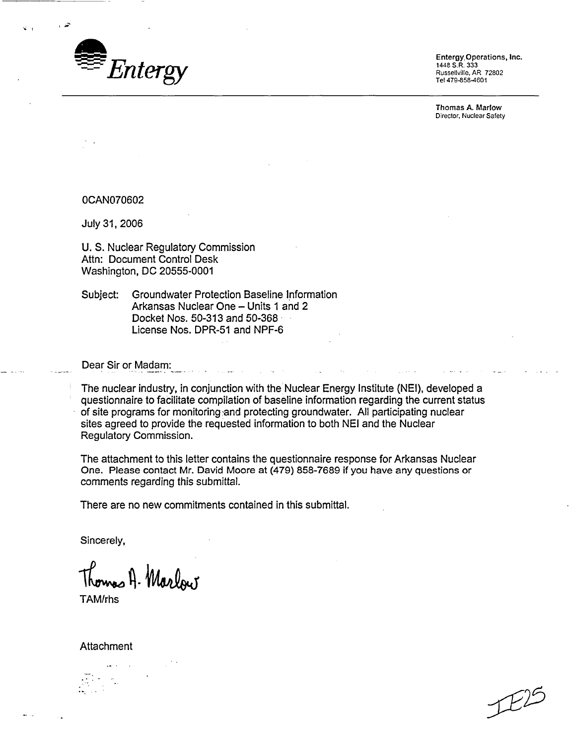**Entergy**

**Entergy Operations, Inc.**
1448 S.R. 333
Russellville, AR 72802
Tel 479-858-4601

**Thomas A. Marlow**
Director, Nuclear Safety

0CAN070602

July 31, 2006

U. S. Nuclear Regulatory Commission
Attn: Document Control Desk
Washington, DC 20555-0001

Subject: Groundwater Protection Baseline Information
Arkansas Nuclear One – Units 1 and 2
Docket Nos. 50-313 and 50-368
License Nos. DPR-51 and NPF-6

Dear Sir or Madam:

The nuclear industry, in conjunction with the Nuclear Energy Institute (NEI), developed a questionnaire to facilitate compilation of baseline information regarding the current status of site programs for monitoring and protecting groundwater. All participating nuclear sites agreed to provide the requested information to both NEI and the Nuclear Regulatory Commission.

The attachment to this letter contains the questionnaire response for Arkansas Nuclear One. Please contact Mr. David Moore at (479) 858-7689 if you have any questions or comments regarding this submittal.

There are no new commitments contained in this submittal.

Sincerely,

Thomas A. Marlow

TAM/rhs

Attachment

IE25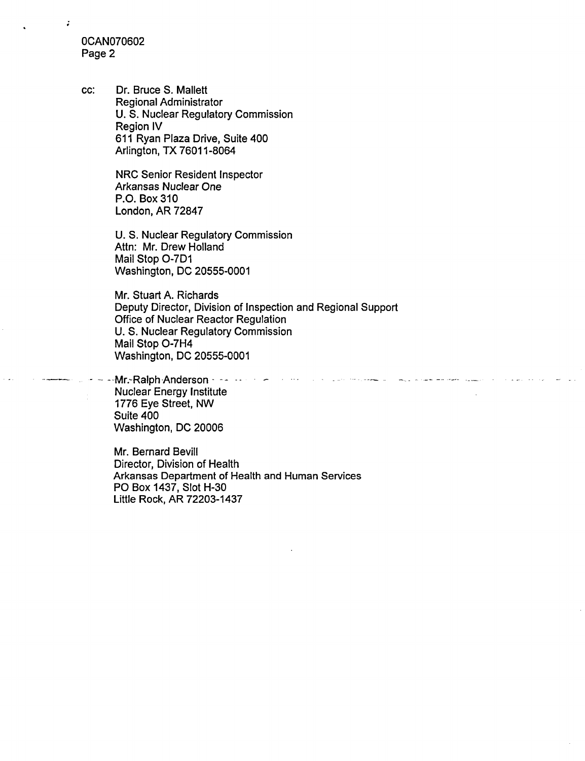cc: Dr. Bruce S. Mallett
Regional Administrator
U. S. Nuclear Regulatory Commission
Region IV
611 Ryan Plaza Drive, Suite 400
Arlington, TX 76011-8064

NRC Senior Resident Inspector
Arkansas Nuclear One
P.O. Box 310
London, AR 72847

U. S. Nuclear Regulatory Commission
Attn: Mr. Drew Holland
Mail Stop O-7D1
Washington, DC 20555-0001

Mr. Stuart A. Richards
Deputy Director, Division of Inspection and Regional Support
Office of Nuclear Reactor Regulation
U. S. Nuclear Regulatory Commission
Mail Stop O-7H4
Washington, DC 20555-0001

Mr. Ralph Anderson
Nuclear Energy Institute
1776 Eye Street, NW
Suite 400
Washington, DC 20006

Mr. Bernard Bevill
Director, Division of Health
Arkansas Department of Health and Human Services
PO Box 1437, Slot H-30
Little Rock, AR 72203-1437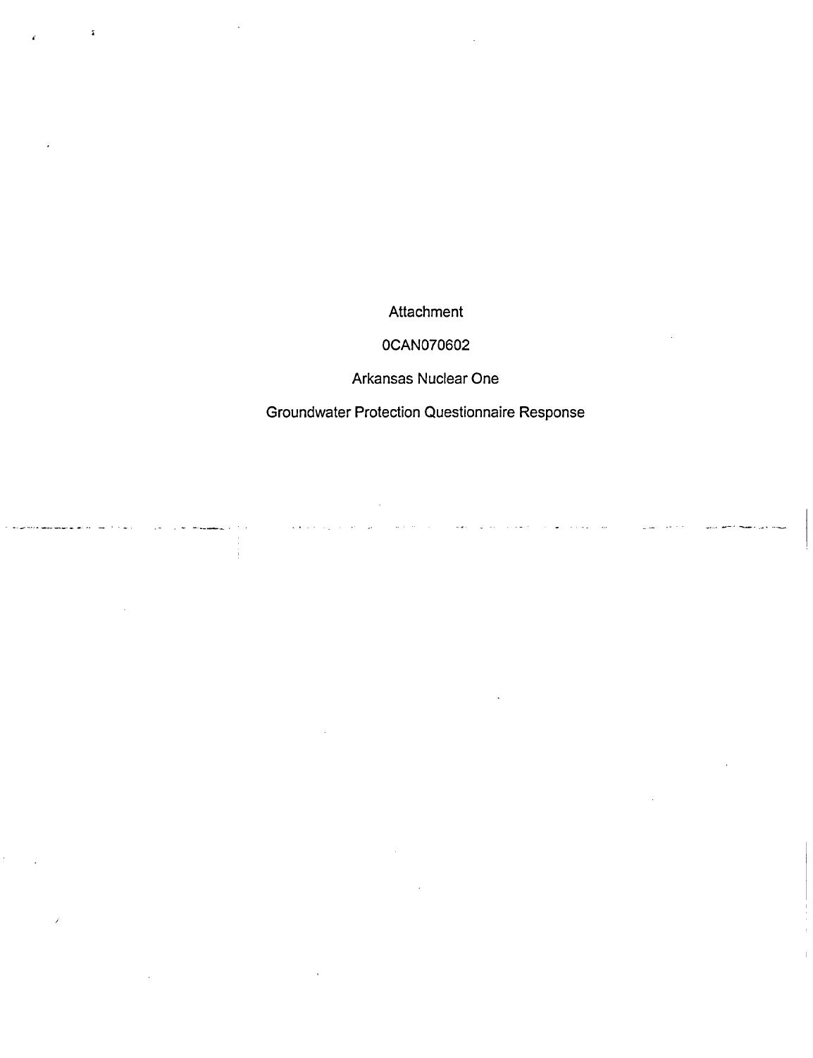Attachment

0CAN070602

Arkansas Nuclear One

Groundwater Protection Questionnaire Response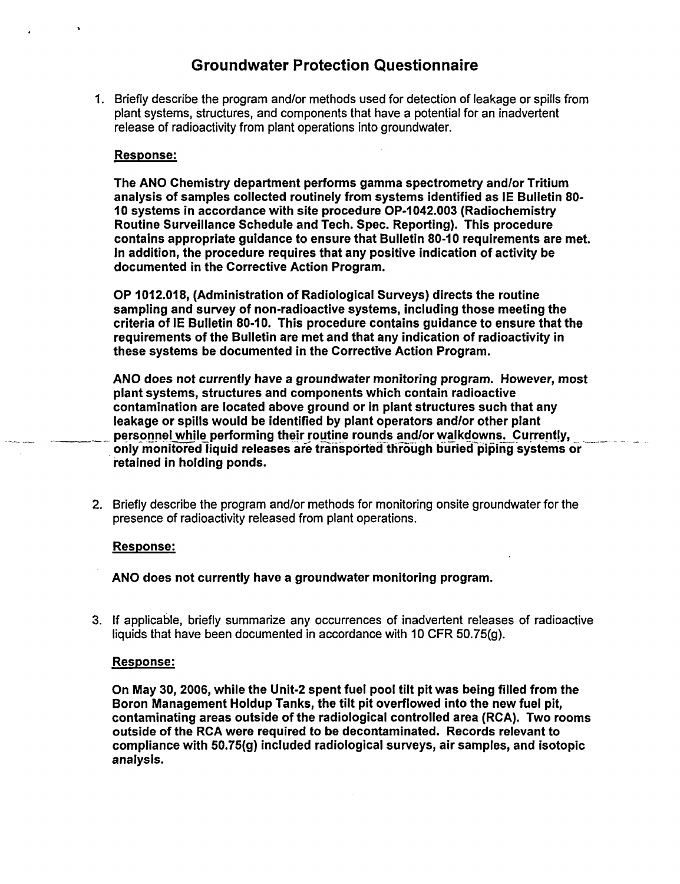# Groundwater Protection Questionnaire

1. Briefly describe the program and/or methods used for detection of leakage or spills from plant systems, structures, and components that have a potential for an inadvertent release of radioactivity from plant operations into groundwater.

   **Response:**

   **The ANO Chemistry department performs gamma spectrometry and/or Tritium analysis of samples collected routinely from systems identified as IE Bulletin 80-10 systems in accordance with site procedure OP-1042.003 (Radiochemistry Routine Surveillance Schedule and Tech. Spec. Reporting). This procedure contains appropriate guidance to ensure that Bulletin 80-10 requirements are met. In addition, the procedure requires that any positive indication of activity be documented in the Corrective Action Program.**

   **OP 1012.018, (Administration of Radiological Surveys) directs the routine sampling and survey of non-radioactive systems, including those meeting the criteria of IE Bulletin 80-10. This procedure contains guidance to ensure that the requirements of the Bulletin are met and that any indication of radioactivity in these systems be documented in the Corrective Action Program.**

   **ANO *does not currently have a groundwater monitoring program.* However, most plant systems, structures and components which contain radioactive contamination are located above ground or in plant structures such that any leakage or spills would be identified by plant operators and/or other plant personnel while performing their routine rounds and/or walkdowns. Currently, only monitored liquid releases are transported through buried piping systems or retained in holding ponds.**

2. Briefly describe the program and/or methods for monitoring onsite groundwater for the presence of radioactivity released from plant operations.

   **Response:**

   **ANO does not currently have a groundwater monitoring program.**

3. If applicable, briefly summarize any occurrences of inadvertent releases of radioactive liquids that have been documented in accordance with 10 CFR 50.75(g).

   **Response:**

   **On May 30, 2006, while the Unit-2 spent fuel pool tilt pit was being filled from the Boron Management Holdup Tanks, the tilt pit overflowed into the new fuel pit, contaminating areas outside of the radiological controlled area (RCA). Two rooms outside of the RCA were required to be decontaminated. Records relevant to compliance with 50.75(g) included radiological surveys, air samples, and isotopic analysis.**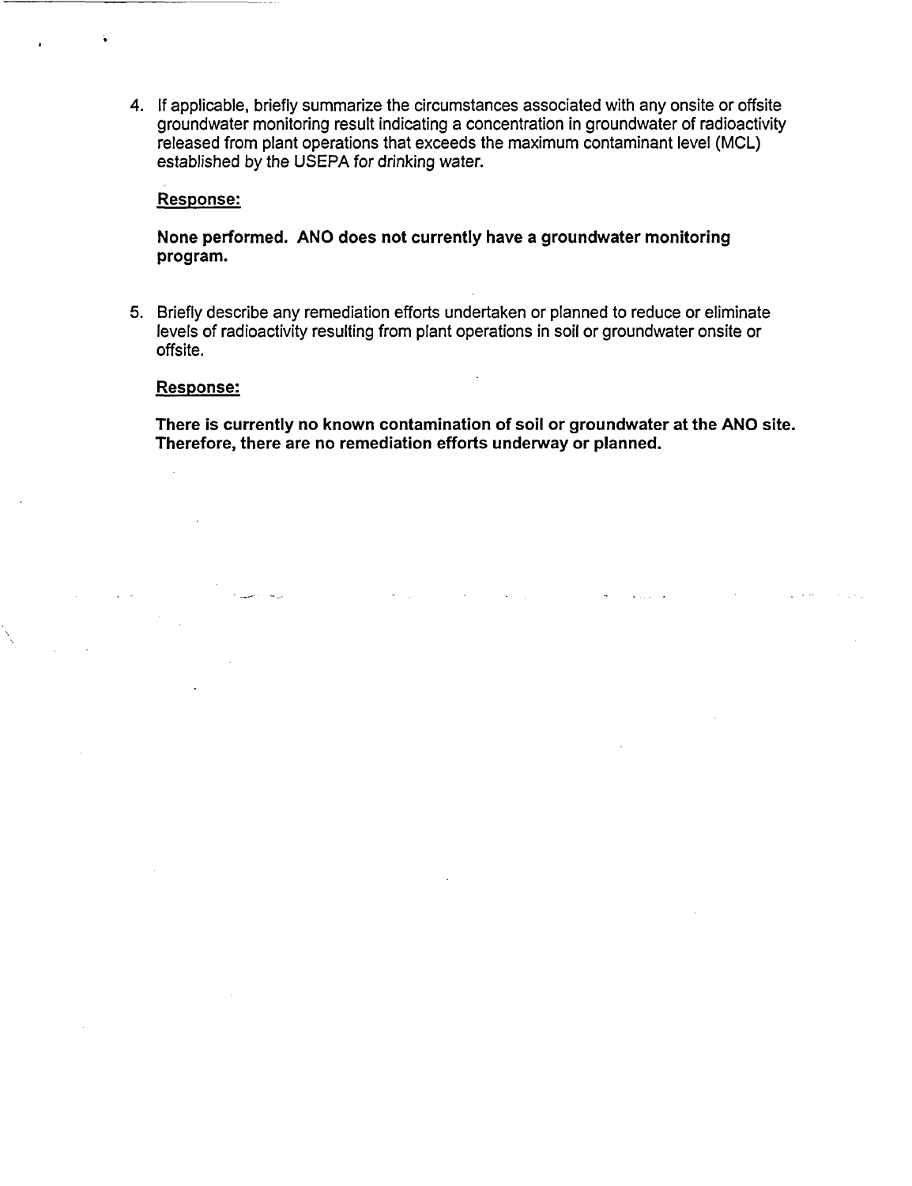4. If applicable, briefly summarize the circumstances associated with any onsite or offsite groundwater monitoring result indicating a concentration in groundwater of radioactivity released from plant operations that exceeds the maximum contaminant level (MCL) established by the USEPA for drinking water.

   **Response:**

   **None performed. ANO does not currently have a groundwater monitoring program.**

5. Briefly describe any remediation efforts undertaken or planned to reduce or eliminate levels of radioactivity resulting from plant operations in soil or groundwater onsite or offsite.

   **Response:**

   **There is currently no known contamination of soil or groundwater at the ANO site. Therefore, there are no remediation efforts underway or planned.**